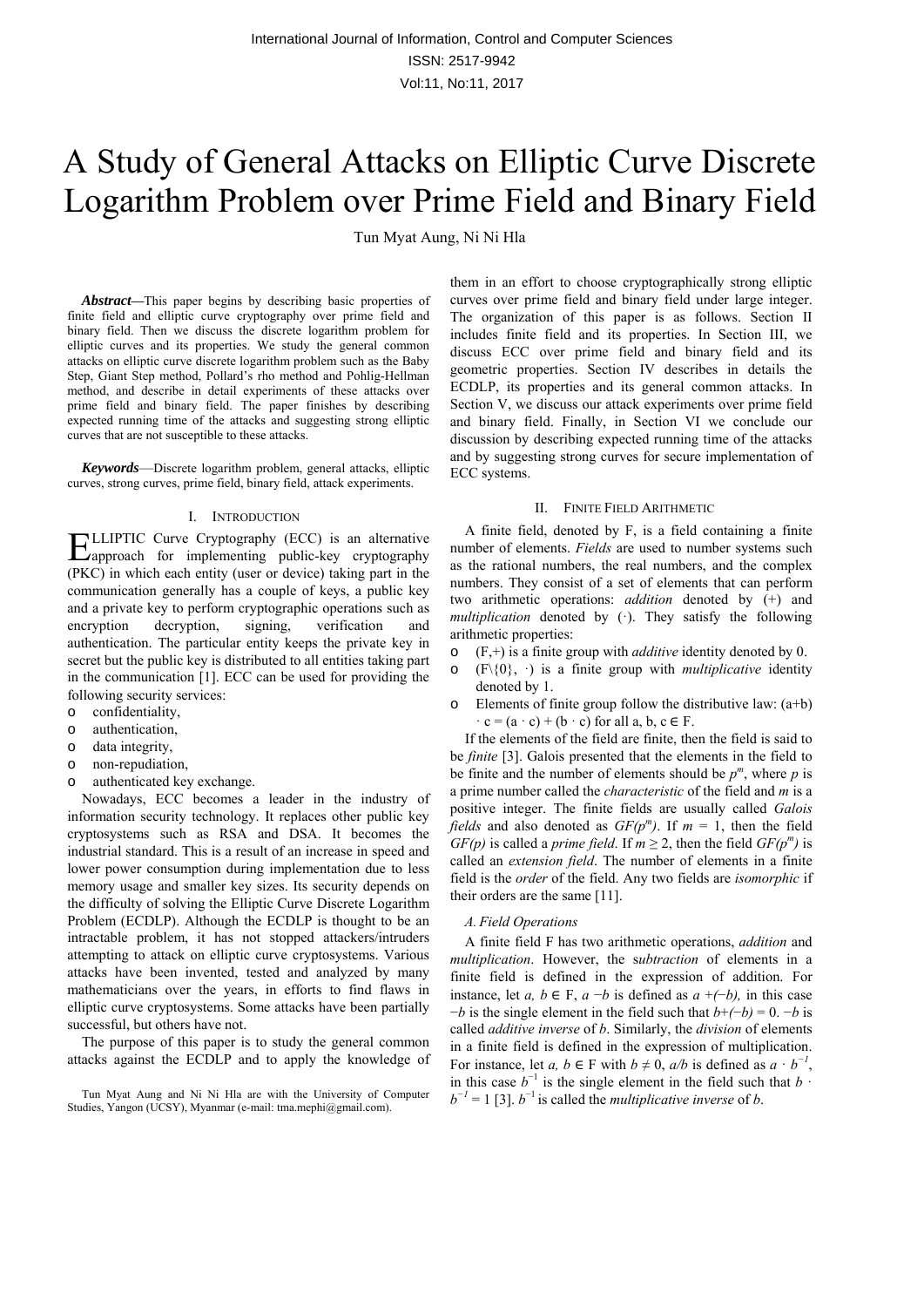# A Study of General Attacks on Elliptic Curve Discrete Logarithm Problem over Prime Field and Binary Field

Tun Myat Aung, Ni Ni Hla

***Abstract*—**This paper begins by describing basic properties of finite field and elliptic curve cryptography over prime field and binary field. Then we discuss the discrete logarithm problem for elliptic curves and its properties. We study the general common attacks on elliptic curve discrete logarithm problem such as the Baby Step, Giant Step method, Pollard's rho method and Pohlig-Hellman method, and describe in detail experiments of these attacks over prime field and binary field. The paper finishes by describing expected running time of the attacks and suggesting strong elliptic curves that are not susceptible to these attacks.

***Keywords*—**Discrete logarithm problem, general attacks, elliptic curves, strong curves, prime field, binary field, attack experiments.

## I. Introduction

ELLIPTIC Curve Cryptography (ECC) is an alternative approach for implementing public-key cryptography (PKC) in which each entity (user or device) taking part in the communication generally has a couple of keys, a public key and a private key to perform cryptographic operations such as encryption decryption, signing, verification and authentication. The particular entity keeps the private key in secret but the public key is distributed to all entities taking part in the communication [1]. ECC can be used for providing the following security services:

- confidentiality,
- authentication,
- data integrity,
- non-repudiation,
- authenticated key exchange.

Nowadays, ECC becomes a leader in the industry of information security technology. It replaces other public key cryptosystems such as RSA and DSA. It becomes the industrial standard. This is a result of an increase in speed and lower power consumption during implementation due to less memory usage and smaller key sizes. Its security depends on the difficulty of solving the Elliptic Curve Discrete Logarithm Problem (ECDLP). Although the ECDLP is thought to be an intractable problem, it has not stopped attackers/intruders attempting to attack on elliptic curve cryptosystems. Various attacks have been invented, tested and analyzed by many mathematicians over the years, in efforts to find flaws in elliptic curve cryptosystems. Some attacks have been partially successful, but others have not.

The purpose of this paper is to study the general common attacks against the ECDLP and to apply the knowledge of them in an effort to choose cryptographically strong elliptic curves over prime field and binary field under large integer. The organization of this paper is as follows. Section II includes finite field and its properties. In Section III, we discuss ECC over prime field and binary field and its geometric properties. Section IV describes in details the ECDLP, its properties and its general common attacks. In Section V, we discuss our attack experiments over prime field and binary field. Finally, in Section VI we conclude our discussion by describing expected running time of the attacks and by suggesting strong curves for secure implementation of ECC systems.

Tun Myat Aung and Ni Ni Hla are with the University of Computer Studies, Yangon (UCSY), Myanmar (e-mail: tma.mephi@gmail.com).

## II. Finite Field Arithmetic

A finite field, denoted by F, is a field containing a finite number of elements. *Fields* are used to number systems such as the rational numbers, the real numbers, and the complex numbers. They consist of a set of elements that can perform two arithmetic operations: *addition* denoted by (+) and *multiplication* denoted by (·). They satisfy the following arithmetic properties:

- (F,+) is a finite group with *additive* identity denoted by 0.
- (F\{0}, ·) is a finite group with *multiplicative* identity denoted by 1.
- Elements of finite group follow the distributive law: $(a+b) \cdot c = (a \cdot c) + (b \cdot c)$ for all $a, b, c \in F$.

If the elements of the field are finite, then the field is said to be *finite* [3]. Galois presented that the elements in the field to be finite and the number of elements should be $p^m$, where $p$ is a prime number called the *characteristic* of the field and $m$ is a positive integer. The finite fields are usually called *Galois fields* and also denoted as $GF(p^m)$. If $m = 1$, then the field $GF(p)$ is called a *prime field*. If $m \geq 2$, then the field $GF(p^m)$ is called an *extension field*. The number of elements in a finite field is the *order* of the field. Any two fields are *isomorphic* if their orders are the same [11].

### A. Field Operations

A finite field F has two arithmetic operations, *addition* and *multiplication*. However, the s*ubtraction* of elements in a finite field is defined in the expression of addition. For instance, let $a, b \in F$, $a - b$ is defined as $a + (-b)$, in this case $-b$ is the single element in the field such that $b + (-b) = 0$. $-b$ is called *additive inverse* of $b$. Similarly, the *division* of elements in a finite field is defined in the expression of multiplication. For instance, let $a, b \in F$ with $b \neq 0$, $a/b$ is defined as $a \cdot b^{-1}$, in this case $b^{-1}$ is the single element in the field such that $b \cdot b^{-1} = 1$ [3]. $b^{-1}$ is called the *multiplicative inverse* of $b$.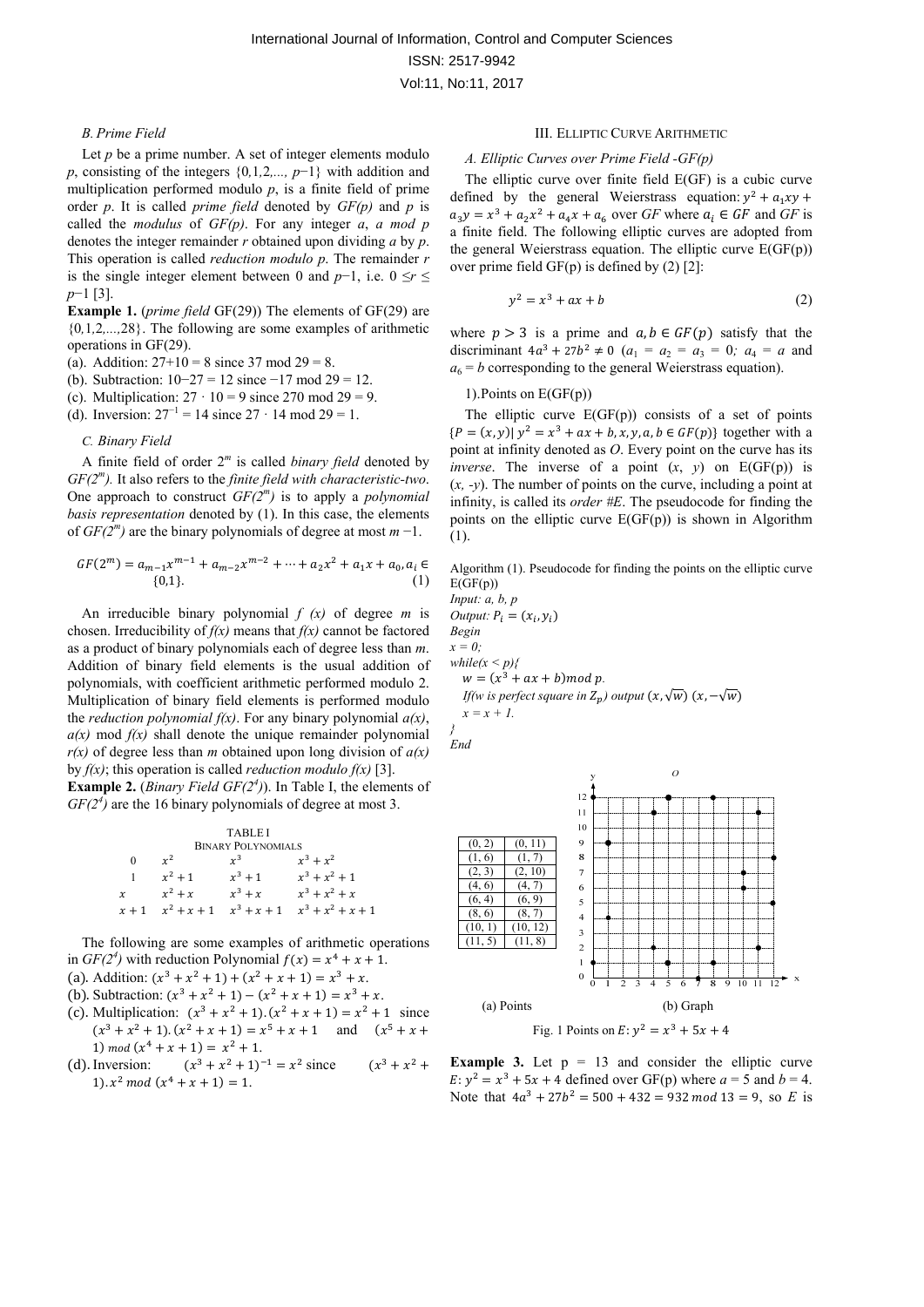### B. Prime Field

Let $p$ be a prime number. A set of integer elements modulo $p$, consisting of the integers $\{0,1,2,..., p-1\}$ with addition and multiplication performed modulo $p$, is a finite field of prime order $p$. It is called *prime field* denoted by *GF(p)* and $p$ is called the *modulus* of *GF(p)*. For any integer $a$, $a$ *mod* $p$ denotes the integer remainder $r$ obtained upon dividing $a$ by $p$. This operation is called *reduction modulo p*. The remainder $r$ is the single integer element between 0 and $p-1$, i.e. $0 \leq r \leq p-1$ [3].

**Example 1.** (*prime field* GF(29)) The elements of GF(29) are $\{0,1,2,...,28\}$. The following are some examples of arithmetic operations in GF(29).

(a). Addition: 27+10 = 8 since 37 mod 29 = 8.
(b). Subtraction: 10−27 = 12 since −17 mod 29 = 12.
(c). Multiplication: $27 \cdot 10 = 9$ since 270 mod 29 = 9.
(d). Inversion: $27^{-1} = 14$ since $27 \cdot 14$ mod 29 = 1.

### C. Binary Field

A finite field of order $2^m$ is called *binary field* denoted by $GF(2^m)$. It also refers to the *finite field with characteristic-two*. One approach to construct $GF(2^m)$ is to apply a *polynomial basis representation* denoted by (1). In this case, the elements of $GF(2^m)$ are the binary polynomials of degree at most $m-1$.

$$GF(2^m) = a_{m-1}x^{m-1} + a_{m-2}x^{m-2} + \cdots + a_2x^2 + a_1x + a_0, a_i \in \{0,1\}. \tag{1}$$

An irreducible binary polynomial $f(x)$ of degree $m$ is chosen. Irreducibility of $f(x)$ means that $f(x)$ cannot be factored as a product of binary polynomials each of degree less than $m$. Addition of binary field elements is the usual addition of polynomials, with coefficient arithmetic performed modulo 2. Multiplication of binary field elements is performed modulo the *reduction polynomial f(x)*. For any binary polynomial $a(x)$, $a(x)$ mod $f(x)$ shall denote the unique remainder polynomial $r(x)$ of degree less than $m$ obtained upon long division of $a(x)$ by $f(x)$; this operation is called *reduction modulo f(x)* [3].

**Example 2.** (*Binary Field* $GF(2^4)$). In Table I, the elements of $GF(2^4)$ are the 16 binary polynomials of degree at most 3.

TABLE I
BINARY POLYNOMIALS

| | | | |
|---|---|---|---|
| $0$ | $x^2$ | $x^3$ | $x^3+x^2$ |
| $1$ | $x^2+1$ | $x^3+1$ | $x^3+x^2+1$ |
| $x$ | $x^2+x$ | $x^3+x$ | $x^3+x^2+x$ |
| $x+1$ | $x^2+x+1$ | $x^3+x+1$ | $x^3+x^2+x+1$ |

The following are some examples of arithmetic operations in $GF(2^4)$ with reduction Polynomial $f(x) = x^4 + x + 1$.

(a). Addition: $(x^3 + x^2 + 1) + (x^2 + x + 1) = x^3 + x$.
(b). Subtraction: $(x^3 + x^2 + 1) - (x^2 + x + 1) = x^3 + x$.
(c). Multiplication: $(x^3 + x^2 + 1).(x^2 + x + 1) = x^2 + 1$ since $(x^3 + x^2 + 1).(x^2 + x + 1) = x^5 + x + 1$ and $(x^5 + x + 1)$ *mod* $(x^4 + x + 1) = x^2 + 1$.
(d). Inversion: $(x^3 + x^2 + 1)^{-1} = x^2$ since $(x^3 + x^2 + 1).x^2$ *mod* $(x^4 + x + 1) = 1$.

## III. Elliptic Curve Arithmetic

### A. Elliptic Curves over Prime Field -GF(p)

The elliptic curve over finite field E(GF) is a cubic curve defined by the general Weierstrass equation: $y^2 + a_1xy + a_3y = x^3 + a_2x^2 + a_4x + a_6$ over *GF* where $a_i \in GF$ and *GF* is a finite field. The following elliptic curves are adopted from the general Weierstrass equation. The elliptic curve E(GF(p)) over prime field GF(p) is defined by (2) [2]:

$$y^2 = x^3 + ax + b \tag{2}$$

where $p > 3$ is a prime and $a, b \in GF(p)$ satisfy that the discriminant $4a^3 + 27b^2 \neq 0$ ($a_1 = a_2 = a_3 = 0$; $a_4 = a$ and $a_6 = b$ corresponding to the general Weierstrass equation).

1).Points on E(GF(p))

The elliptic curve E(GF(p)) consists of a set of points $\{P = (x, y) | y^2 = x^3 + ax + b, x, y, a, b \in GF(p)\}$ together with a point at infinity denoted as $O$. Every point on the curve has its *inverse*. The inverse of a point $(x, y)$ on E(GF(p)) is $(x, -y)$. The number of points on the curve, including a point at infinity, is called its *order #E*. The pseudocode for finding the points on the elliptic curve E(GF(p)) is shown in Algorithm (1).

Algorithm (1). Pseudocode for finding the points on the elliptic curve E(GF(p))

```
Input: a, b, p
Output: P_i = (x_i, y_i)
Begin
x = 0;
while(x < p){
   w = (x^3 + ax + b) mod p.
   If(w is perfect square in Z_p) output (x, √w) (x, −√w)
   x = x + 1.
}
End
```

| | |
|---|---|
| (0, 2) | (0, 11) |
| (1, 6) | (1, 7) |
| (2, 3) | (2, 10) |
| (4, 6) | (4, 7) |
| (6, 4) | (6, 9) |
| (8, 6) | (8, 7) |
| (10, 1) | (10, 12) |
| (11, 5) | (11, 8) |

(a) Points (b) Graph

Fig. 1 Points on $E: y^2 = x^3 + 5x + 4$

**Example 3.** Let p = 13 and consider the elliptic curve $E: y^2 = x^3 + 5x + 4$ defined over GF(p) where $a = 5$ and $b = 4$. Note that $4a^3 + 27b^2 = 500 + 432 = 932 \; mod \; 13 = 9$, so $E$ is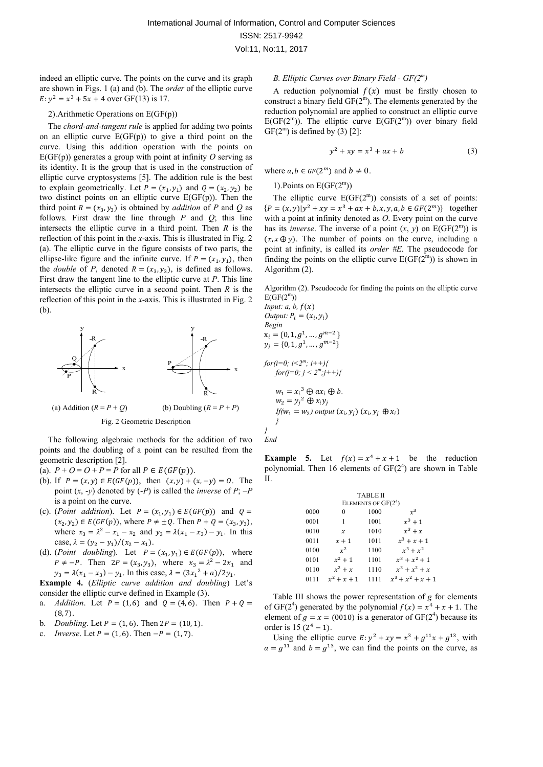indeed an elliptic curve. The points on the curve and its graph are shown in Figs. 1 (a) and (b). The *order* of the elliptic curve $E: y^2 = x^3 + 5x + 4$ over GF(13) is 17.

2).Arithmetic Operations on E(GF(p))

The *chord-and-tangent rule* is applied for adding two points on an elliptic curve E(GF(p)) to give a third point on the curve. Using this addition operation with the points on E(GF(p)) generates a group with point at infinity $O$ serving as its identity. It is the group that is used in the construction of elliptic curve cryptosystems [5]. The addition rule is the best to explain geometrically. Let $P = (x_1, y_1)$ and $Q = (x_2, y_2)$ be two distinct points on an elliptic curve E(GF(p)). Then the third point $R = (x_3, y_3)$ is obtained by *addition* of *P* and *Q* as follows. First draw the line through *P* and *Q*; this line intersects the elliptic curve in a third point. Then *R* is the reflection of this point in the *x*-axis. This is illustrated in Fig. 2 (a). The elliptic curve in the figure consists of two parts, the ellipse-like figure and the infinite curve. If $P = (x_1, y_1)$, then the *double* of P, denoted $R = (x_3, y_3)$, is defined as follows. First draw the tangent line to the elliptic curve at *P*. This line intersects the elliptic curve in a second point. Then *R* is the reflection of this point in the *x*-axis. This is illustrated in Fig. 2 (b).

(a) Addition ($R = P + Q$) (b) Doubling ($R = P + P$)

Fig. 2 Geometric Description

The following algebraic methods for the addition of two points and the doubling of a point can be resulted from the geometric description [2].

(a). $P + O = O + P = P$ for all $P \in E(GF(p))$.

(b). If $P = (x, y) \in E(GF(p))$, then $(x, y) + (x, -y) = O$. The point $(x, -y)$ denoted by $(-P)$ is called the *inverse* of P; $-P$ is a point on the curve.

(c). (*Point addition*). Let $P = (x_1, y_1) \in E(GF(p))$ and $Q = (x_2, y_2) \in E(GF(p))$, where $P \neq \pm Q$. Then $P + Q = (x_3, y_3)$, where $x_3 = \lambda^2 - x_1 - x_2$ and $y_3 = \lambda(x_1 - x_3) - y_1$. In this case, $\lambda = (y_2 - y_1)/(x_2 - x_1)$.

(d). (*Point doubling*). Let $P = (x_1, y_1) \in E(GF(p))$, where $P \neq -P$. Then $2P = (x_3, y_3)$, where $x_3 = \lambda^2 - 2x_1$ and $y_3 = \lambda(x_1 - x_3) - y_1$. In this case, $\lambda = (3{x_1}^2 + a)/2y_1$.

**Example 4.** (*Elliptic curve addition and doubling*) Let's consider the elliptic curve defined in Example (3).

a. *Addition*. Let $P = (1, 6)$ and $Q = (4, 6)$. Then $P + Q = (8, 7)$.

b. *Doubling*. Let $P = (1, 6)$. Then $2P = (10, 1)$.

c. *Inverse*. Let $P = (1, 6)$. Then $-P = (1, 7)$.

*B. Elliptic Curves over Binary Field - GF($2^m$)*

A reduction polynomial $f(x)$ must be firstly chosen to construct a binary field GF($2^m$). The elements generated by the reduction polynomial are applied to construct an elliptic curve E(GF($2^m$)). The elliptic curve E(GF($2^m$)) over binary field GF($2^m$) is defined by (3) [2]:

$$y^2 + xy = x^3 + ax + b \tag{3}$$

where $a, b \in GF(2^m)$ and $b \neq 0$.

1).Points on E(GF($2^m$))

The elliptic curve E(GF($2^m$)) consists of a set of points: $\{P = (x, y) | y^2 + xy = x^3 + ax + b, x, y, a, b \in GF(2^m)\}$ together with a point at infinity denoted as *O*. Every point on the curve has its *inverse*. The inverse of a point (*x*, *y*) on E(GF($2^m$)) is $(x, x \oplus y)$. The number of points on the curve, including a point at infinity, is called its *order* #*E*. The pseudocode for finding the points on the elliptic curve E(GF($2^m$)) is shown in Algorithm (2).

Algorithm (2). Pseudocode for finding the points on the elliptic curve E(GF($2^m$))

*Input: a, b,* $f(x)$
*Output:* $P_i = (x_i, y_i)$
*Begin*
$x_i = \{0, 1, g^1, \ldots, g^{m-2}\}$
$y_j = \{0, 1, g^1, \ldots, g^{m-2}\}$

*for(i=0; i<$2^m$; i++){*
  *for(j=0; j < $2^m$;j++){*

  $w_1 = {x_i}^3 \oplus ax_i \oplus b.$
  $w_2 = {y_j}^2 \oplus x_i y_j$
  *If($w_1 = w_2$) output* $(x_i, y_j)$ $(x_i, y_j \oplus x_i)$
  *}*
*}*
*End*

**Example 5.** Let $f(x) = x^4 + x + 1$ be the reduction polynomial. Then 16 elements of GF($2^4$) are shown in Table II.

TABLE II
ELEMENTS OF GF($2^4$)

| | | | |
|---|---|---|---|
| 0000 | $0$ | 1000 | $x^3$ |
| 0001 | $1$ | 1001 | $x^3 + 1$ |
| 0010 | $x$ | 1010 | $x^3 + x$ |
| 0011 | $x + 1$ | 1011 | $x^3 + x + 1$ |
| 0100 | $x^2$ | 1100 | $x^3 + x^2$ |
| 0101 | $x^2 + 1$ | 1101 | $x^3 + x^2 + 1$ |
| 0110 | $x^2 + x$ | 1110 | $x^3 + x^2 + x$ |
| 0111 | $x^2 + x + 1$ | 1111 | $x^3 + x^2 + x + 1$ |

Table III shows the power representation of *g* for elements of GF($2^4$) generated by the polynomial $f(x) = x^4 + x + 1$. The element of $g = x = (0010)$ is a generator of GF($2^4$) because its order is 15 ($2^4 - 1$).

Using the elliptic curve $E: y^2 + xy = x^3 + g^{11}x + g^{13}$, with $a = g^{11}$ and $b = g^{13}$, we can find the points on the curve, as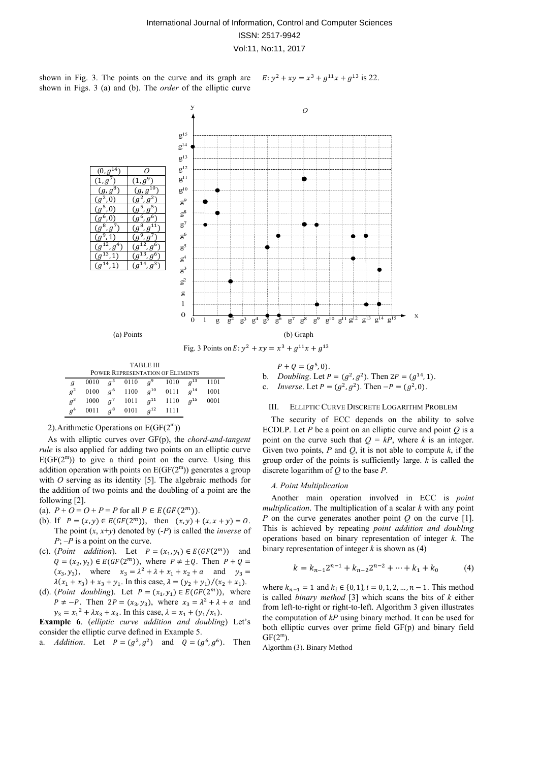shown in Fig. 3. The points on the curve and its graph are shown in Figs. 3 (a) and (b). The *order* of the elliptic curve $E: y^2 + xy = x^3 + g^{11}x + g^{13}$ is 22.

| | |
|---|---|
| $(0, g^{14})$ | $O$ |
| $(1, g^7)$ | $(1, g^9)$ |
| $(g, g^8)$ | $(g, g^{10})$ |
| $(g^2, 0)$ | $(g^2, g^2)$ |
| $(g^5, 0)$ | $(g^5, g^5)$ |
| $(g^6, 0)$ | $(g^6, g^6)$ |
| $(g^8, g^7)$ | $(g^8, g^{11})$ |
| $(g^9, 1)$ | $(g^9, g^7)$ |
| $(g^{12}, g^4)$ | $(g^{12}, g^6)$ |
| $(g^{13}, 1)$ | $(g^{13}, g^6)$ |
| $(g^{14}, 1)$ | $(g^{14}, g^3)$ |

(a) Points

(b) Graph

Fig. 3 Points on $E: y^2 + xy = x^3 + g^{11}x + g^{13}$

TABLE III
POWER REPRESENTATION OF ELEMENTS

| | | | | | | | |
|---|---|---|---|---|---|---|---|
| $g$ | 0010 | $g^5$ | 0110 | $g^9$ | 1010 | $g^{13}$ | 1101 |
| $g^2$ | 0100 | $g^6$ | 1100 | $g^{10}$ | 0111 | $g^{14}$ | 1001 |
| $g^3$ | 1000 | $g^7$ | 1011 | $g^{11}$ | 1110 | $g^{15}$ | 0001 |
| $g^4$ | 0011 | $g^8$ | 0101 | $g^{12}$ | 1111 | | |

2).Arithmetic Operations on E(GF($2^m$))

As with elliptic curves over GF(p), the *chord-and-tangent rule* is also applied for adding two points on an elliptic curve E(GF($2^m$)) to give a third point on the curve. Using this addition operation with points on E(GF($2^m$)) generates a group with *O* serving as its identity [5]. The algebraic methods for the addition of two points and the doubling of a point are the following [2].

(a). $P + O = O + P = P$ for all $P \in E(GF(2^m))$.

(b). If $P = (x, y) \in E(GF(2^m))$, then $(x, y) + (x, x + y) = O$. The point (*x*, *x*+*y*) denoted by (-*P*) is called the *inverse* of *P*; –*P* is a point on the curve.

(c). (*Point addition*). Let $P = (x_1, y_1) \in E(GF(2^m))$ and $Q = (x_2, y_2) \in E(GF(2^m))$, where $P \neq \pm Q$. Then $P + Q = (x_3, y_3)$, where $x_3 = \lambda^2 + \lambda + x_1 + x_2 + a$ and $y_3 = \lambda(x_1 + x_3) + x_3 + y_1$. In this case, $\lambda = (y_2 + y_1)/(x_2 + x_1)$.

(d). (*Point doubling*). Let $P = (x_1, y_1) \in E(GF(2^m))$, where $P \neq -P$. Then $2P = (x_3, y_3)$, where $x_3 = \lambda^2 + \lambda + a$ and $y_3 = {x_1}^2 + \lambda x_3 + x_3$. In this case, $\lambda = x_1 + (y_1/x_1)$.

**Example 6**. (*elliptic curve addition and doubling*) Let's consider the elliptic curve defined in Example 5.

a. *Addition*. Let $P = (g^2, g^2)$ and $Q = (g^6, g^6)$. Then $P + Q = (g^5, 0)$.

b. *Doubling*. Let $P = (g^2, g^2)$. Then $2P = (g^{14}, 1)$.

c. *Inverse*. Let $P = (g^2, g^2)$. Then $-P = (g^2, 0)$.

## III. Elliptic Curve Discrete Logarithm Problem

The security of ECC depends on the ability to solve ECDLP. Let *P* be a point on an elliptic curve and point *Q* is a point on the curve such that *Q* = *kP*, where *k* is an integer. Given two points, *P* and *Q*, it is not able to compute *k*, if the group order of the points is sufficiently large. *k* is called the discrete logarithm of *Q* to the base *P*.

### A. Point Multiplication

Another main operation involved in ECC is *point multiplication*. The multiplication of a scalar *k* with any point *P* on the curve generates another point *Q* on the curve [1]. This is achieved by repeating *point addition and doubling* operations based on binary representation of integer *k*. The binary representation of integer *k* is shown as (4)

$$k = k_{n-1}2^{n-1} + k_{n-2}2^{n-2} + \cdots + k_1 + k_0 \tag{4}$$

where $k_{n-1} = 1$ and $k_i \in \{0, 1\}, i = 0, 1, 2, \ldots, n-1$. This method is called *binary method* [3] which scans the bits of *k* either from left-to-right or right-to-left. Algorithm 3 given illustrates the computation of *kP* using binary method. It can be used for both elliptic curves over prime field GF(p) and binary field GF($2^m$).

Algorthm (3). Binary Method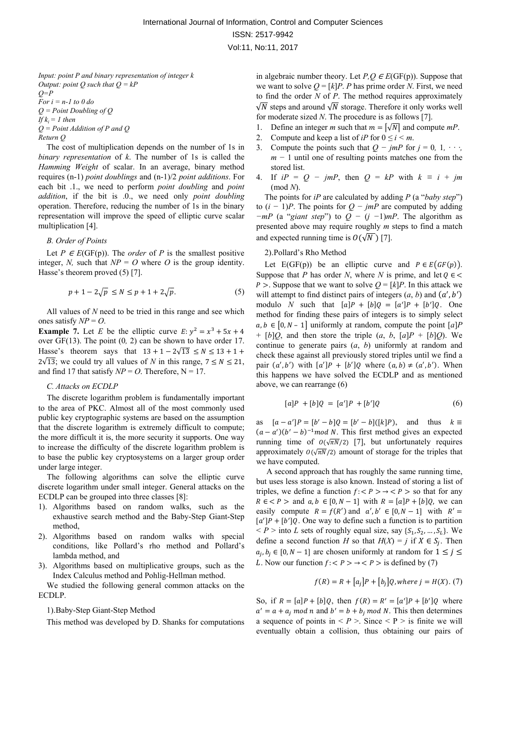*Input: point P and binary representation of integer k*
*Output: point Q such that Q = kP*
*Q=P*
*For i = n-1 to 0 do*
*Q = Point Doubling of Q*
*If $k_i$ = 1 then*
*Q = Point Addition of P and Q*
*Return Q*

The cost of multiplication depends on the number of 1s in *binary representation* of *k*. The number of 1s is called the *Hamming Weight* of scalar. In an average, binary method requires (n-1) *point doublings* and (n-1)/2 *point additions*. For each bit .1., we need to perform *point doubling* and *point addition*, if the bit is .0., we need only *point doubling* operation. Therefore, reducing the number of 1s in the binary representation will improve the speed of elliptic curve scalar multiplication [4].

### *B. Order of Points*

Let $P \in E(\mathrm{GF}(p))$. The *order* of *P* is the smallest positive integer, *N,* such that *NP* = *O* where *O* is the group identity. Hasse's theorem proved (5) [7].

$$p + 1 - 2\sqrt{p} \le N \le p + 1 + 2\sqrt{p}. \tag{5}$$

All values of *N* need to be tried in this range and see which ones satisfy *NP* = *O*.

**Example 7.** Let *E* be the elliptic curve $E: y^2 = x^3 + 5x + 4$ over GF(13). The point (0*,* 2) can be shown to have order 17. Hasse's theorem says that $13 + 1 - 2\sqrt{13} \le N \le 13 + 1 + 2\sqrt{13}$; we could try all values of *N* in this range, $7 \le N \le 21$, and find 17 that satisfy *NP* = *O*. Therefore, N = 17.

### *C. Attacks on ECDLP*

The discrete logarithm problem is fundamentally important to the area of PKC. Almost all of the most commonly used public key cryptographic systems are based on the assumption that the discrete logarithm is extremely difficult to compute; the more difficult it is, the more security it supports. One way to increase the difficulty of the discrete logarithm problem is to base the public key cryptosystems on a larger group order under large integer.

The following algorithms can solve the elliptic curve discrete logarithm under small integer. General attacks on the ECDLP can be grouped into three classes [8]:

1). Algorithms based on random walks, such as the exhaustive search method and the Baby-Step Giant-Step method,
2). Algorithms based on random walks with special conditions, like Pollard's rho method and Pollard's lambda method, and
3). Algorithms based on multiplicative groups, such as the Index Calculus method and Pohlig-Hellman method.

We studied the following general common attacks on the ECDLP.

1).Baby-Step Giant-Step Method

This method was developed by D. Shanks for computations in algebraic number theory. Let $P, Q \in E(\mathrm{GF}(p))$. Suppose that we want to solve $Q = [k]P$. *P* has prime order *N*. First, we need to find the order *N* of *P*. The method requires approximately $\sqrt{N}$ steps and around $\sqrt{N}$ storage. Therefore it only works well for moderate sized *N*. The procedure is as follows [7].

1. Define an integer *m* such that $m = \lceil \sqrt{N} \rceil$ and compute *mP*.
2. Compute and keep a list of *iP* for $0 \le i < m$.
3. Compute the points such that $Q - jmP$ for $j = 0, 1, \cdots, m - 1$ until one of resulting points matches one from the stored list.
4. If $iP = Q - jmP$, then $Q = kP$ with $k \equiv i + jm \pmod N$.

The points for *iP* are calculated by adding *P* (a "*baby step*") to $(i - 1)P$. The points for $Q - jmP$ are computed by adding $-mP$ (a "*giant step*") to $Q - (j-1)mP$. The algorithm as presented above may require roughly *m* steps to find a match and expected running time is $O(\sqrt{N})$ [7].

2).Pollard's Rho Method

Let E(GF(p)) be an elliptic curve and $P \in E(GF(p))$. Suppose that *P* has order *N*, where *N* is prime, and let $Q \in \langle P \rangle$. Suppose that we want to solve $Q = [k]P$. In this attack we will attempt to find distinct pairs of integers $(a, b)$ and $(a', b')$ modulo *N* such that $[a]P + [b]Q = [a']P + [b']Q$. One method for finding these pairs of integers is to simply select $a, b \in [0, N-1]$ uniformly at random, compute the point $[a]P + [b]Q$, and then store the triple $(a, b, [a]P + [b]Q)$. We continue to generate pairs $(a, b)$ uniformly at random and check these against all previously stored triples until we find a pair $(a', b')$ with $[a']P + [b']Q$ where $(a, b) \ne (a', b')$. When this happens we have solved the ECDLP and as mentioned above, we can rearrange (6)

$$[a]P + [b]Q = [a']P + [b']Q \tag{6}$$

as $[a - a']P = [b' - b]Q = [b' - b]([k]P)$, and thus $k \equiv (a - a')(b' - b)^{-1} mod\ N$. This first method gives an expected running time of $O(\sqrt{\pi N}/2)$ [7], but unfortunately requires approximately $O(\sqrt{\pi N}/2)$ amount of storage for the triples that we have computed.

A second approach that has roughly the same running time, but uses less storage is also known. Instead of storing a list of triples, we define a function $f: \langle P \rangle \to \langle P \rangle$ so that for any $R \in \langle P \rangle$ and $a, b \in [0, N-1]$ with $R = [a]P + [b]Q$, we can easily compute $R = f(R')$ and $a', b' \in [0, N-1]$ with $R' = [a']P + [b']Q$. One way to define such a function is to partition $\langle P \rangle$ into *L* sets of roughly equal size, say $\{S_1, S_2, \ldots, S_L\}$. We define a second function *H* so that $H(X) = j$ if $X \in S_j$. Then $a_j, b_j \in [0, N-1]$ are chosen uniformly at random for $1 \le j \le L$. Now our function $f: \langle P \rangle \to \langle P \rangle$ is defined by (7)

$$f(R) = R + [a_j]P + [b_j]Q, where\ j = H(X). \tag{7}$$

So, if $R = [a]P + [b]Q$, then $f(R) = R' = [a']P + [b']Q$ where $a' = a + a_j \bmod n$ and $b' = b + b_j \bmod N$. This then determines a sequence of points in $\langle P \rangle$. Since $\langle P \rangle$ is finite we will eventually obtain a collision, thus obtaining our pairs of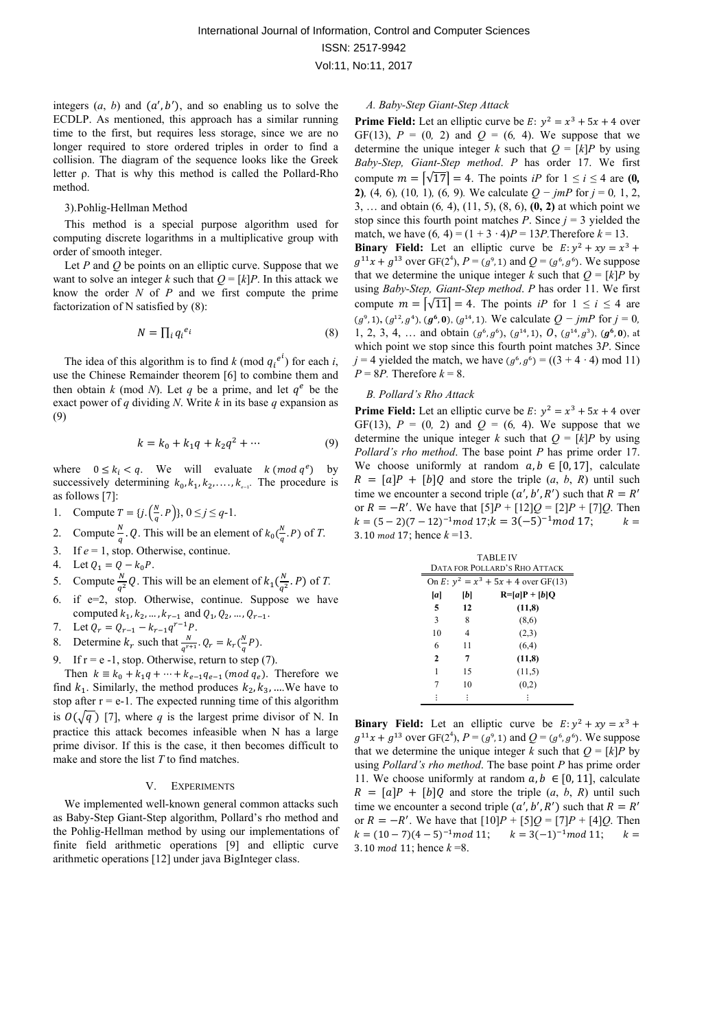integers $(a, b)$ and $(a', b')$, and so enabling us to solve the ECDLP. As mentioned, this approach has a similar running time to the first, but requires less storage, since we are no longer required to store ordered triples in order to find a collision. The diagram of the sequence looks like the Greek letter ρ. That is why this method is called the Pollard-Rho method.

3).Pohlig-Hellman Method

This method is a special purpose algorithm used for computing discrete logarithms in a multiplicative group with order of smooth integer.

Let $P$ and $Q$ be points on an elliptic curve. Suppose that we want to solve an integer $k$ such that $Q = [k]P$. In this attack we know the order $N$ of $P$ and we first compute the prime factorization of N satisfied by (8):

$$N = \prod_i q_i^{e_i} \tag{8}$$

The idea of this algorithm is to find $k \pmod{q_i^{e^i}}$ for each $i$, use the Chinese Remainder theorem [6] to combine them and then obtain $k \pmod N$. Let $q$ be a prime, and let $q^e$ be the exact power of $q$ dividing $N$. Write $k$ in its base $q$ expansion as (9)

$$k = k_0 + k_1 q + k_2 q^2 + \cdots \tag{9}$$

where $0 \le k_i < q$. We will evaluate $k \pmod{q^e}$ by successively determining $k_0, k_1, k_2, \ldots, k_{e-1}$. The procedure is as follows [7]:

1. Compute $T = \{j.\left(\frac{N}{q}.P\right)\}$, $0 \le j \le q$-1.
2. Compute $\frac{N}{q}.Q$. This will be an element of $k_0(\frac{N}{q}.P)$ of $T$.
3. If $e = 1$, stop. Otherwise, continue.
4. Let $Q_1 = Q - k_0 P$.
5. Compute $\frac{N}{q^2}Q$. This will be an element of $k_1(\frac{N}{q^2}.P)$ of $T$.
6. if e=2, stop. Otherwise, continue. Suppose we have computed $k_1, k_2, \ldots, k_{r-1}$ and $Q_1, Q_2, \ldots, Q_{r-1}$.
7. Let $Q_r = Q_{r-1} - k_{r-1}q^{r-1}P$.
8. Determine $k_r$ such that $\frac{N}{q^{r+1}}.Q_r = k_r(\frac{N}{q}P)$.
9. If r = e -1, stop. Otherwise, return to step (7).

Then $k \equiv k_0 + k_1 q + \cdots + k_{e-1}q_{e-1} \pmod{q_e}$. Therefore we find $k_1$. Similarly, the method produces $k_2, k_3$, ....We have to stop after r = e-1. The expected running time of this algorithm is $O(\sqrt{q})$ [7], where $q$ is the largest prime divisor of N. In practice this attack becomes infeasible when N has a large prime divisor. If this is the case, it then becomes difficult to make and store the list $T$ to find matches.

## V. Experiments

We implemented well-known general common attacks such as Baby-Step Giant-Step algorithm, Pollard's rho method and the Pohlig-Hellman method by using our implementations of finite field arithmetic operations [9] and elliptic curve arithmetic operations [12] under java BigInteger class.

### A. Baby-Step Giant-Step Attack

**Prime Field:** Let an elliptic curve be $E$: $y^2 = x^3 + 5x + 4$ over GF(13), $P = (0, 2)$ and $Q = (6, 4)$. We suppose that we determine the unique integer $k$ such that $Q = [k]P$ by using *Baby-Step, Giant-Step method*. $P$ has order 17. We first compute $m = \lceil\sqrt{17}\rceil = 4$. The points $iP$ for $1 \le i \le 4$ are **(0, 2)**, (4, 6), (10, 1), (6, 9). We calculate $Q - jmP$ for $j = 0$, 1, 2, 3, … and obtain (6, 4), (11, 5), (8, 6), **(0, 2)** at which point we stop since this fourth point matches $P$. Since $j = 3$ yielded the match, we have $(6, 4) = (1 + 3 \cdot 4)P = 13P$. Therefore $k = 13$.

**Binary Field:** Let an elliptic curve be $E: y^2 + xy = x^3 + g^{11}x + g^{13}$ over GF($2^4$), $P = (g^9, 1)$ and $Q = (g^6, g^6)$. We suppose that we determine the unique integer $k$ such that $Q = [k]P$ by using *Baby-Step, Giant-Step method*. $P$ has order 11. We first compute $m = \lceil\sqrt{11}\rceil = 4$. The points $iP$ for $1 \le i \le 4$ are $(g^9, 1)$, $(g^{12}, g^4)$, $(\boldsymbol{g^6}, \mathbf{0})$, $(g^{14}, 1)$. We calculate $Q - jmP$ for $j = 0$, 1, 2, 3, 4, … and obtain $(g^6, g^6)$, $(g^{14}, 1)$, $O$, $(g^{14}, g^3)$, $(\boldsymbol{g^6}, \mathbf{0})$, at which point we stop since this fourth point matches 3$P$. Since $j = 4$ yielded the match, we have $(g^6, g^6) = ((3 + 4 \cdot 4) \bmod 11)$ $P = 8P$. Therefore $k = 8$.

### B. Pollard's Rho Attack

**Prime Field:** Let an elliptic curve be $E$: $y^2 = x^3 + 5x + 4$ over GF(13), $P = (0, 2)$ and $Q = (6, 4)$. We suppose that we determine the unique integer $k$ such that $Q = [k]P$ by using *Pollard's rho method*. The base point $P$ has prime order 17. We choose uniformly at random $a, b \in [0, 17]$, calculate $R = [a]P + [b]Q$ and store the triple $(a, b, R)$ until such time we encounter a second triple $(a', b', R')$ such that $R = R'$ or $R = -R'$. We have that $[5]P + [12]Q = [2]P + [7]Q$. Then $k = (5-2)(7-12)^{-1} mod\ 17$; $k = 3(-5)^{-1} mod\ 17$; $k = 3.10\ mod\ 17$; hence $k$ =13.

TABLE IV
Data for Pollard's Rho Attack

| On $E$: $y^2 = x^3 + 5x + 4$ over GF(13) | | |
|---|---|---|
| [a] | [b] | R=[a]P + [b]Q |
| **5** | **12** | **(11,8)** |
| 3 | 8 | (8,6) |
| 10 | 4 | (2,3) |
| 6 | 11 | (6,4) |
| **2** | **7** | **(11,8)** |
| 1 | 15 | (11,5) |
| 7 | 10 | (0,2) |
| ⋮ | ⋮ | ⋮ |

**Binary Field:** Let an elliptic curve be $E: y^2 + xy = x^3 + g^{11}x + g^{13}$ over GF($2^4$), $P = (g^9, 1)$ and $Q = (g^6, g^6)$. We suppose that we determine the unique integer $k$ such that $Q = [k]P$ by using *Pollard's rho method*. The base point $P$ has prime order 11. We choose uniformly at random $a, b \in [0, 11]$, calculate $R = [a]P + [b]Q$ and store the triple $(a, b, R)$ until such time we encounter a second triple $(a', b', R')$ such that $R = R'$ or $R = -R'$. We have that $[10]P + [5]Q = [7]P + [4]Q$. Then $k = (10-7)(4-5)^{-1} mod\ 11$; $k = 3(-1)^{-1} mod\ 11$; $k = 3.10\ mod\ 11$; hence $k$ =8.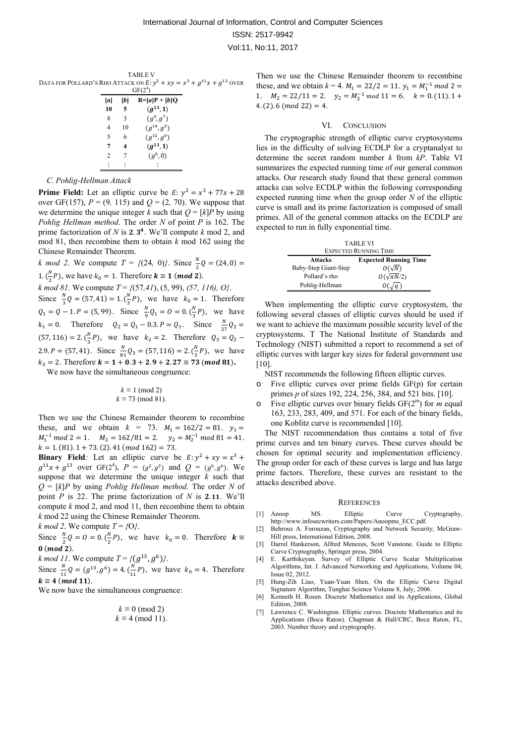TABLE V
DATA FOR POLLARD'S RHO ATTACK ON $E: y^2 + xy = x^3 + g^{11}x + g^{13}$ OVER $GF(2^4)$

| [a] | [b] | R=[a]P + [b]Q |
|---|---|---|
| **10** | **5** | $(\boldsymbol{g^{13}, 1})$ |
| 8 | 3 | $(g^9, g^7)$ |
| 4 | 10 | $(g^{14}, g^3)$ |
| 5 | 6 | $(g^{12}, g^6)$ |
| **7** | **4** | $(\boldsymbol{g^{13}, 1})$ |
| 2 | 7 | $(g^6, 0)$ |
| ⋮ | ⋮ | ⋮ |

### C. Pohlig-Hellman Attack

**Prime Field:** Let an elliptic curve be $E$: $y^2 = x^3 + 77x + 28$ over GF(157), $P = (9, 115)$ and $Q = (2, 70)$. We suppose that we determine the unique integer $k$ such that $Q = [k]P$ by using *Pohlig Hellman method*. The order $N$ of point $P$ is 162. The prime factorization of $N$ is $\mathbf{2.3^4}$. We'll compute $k$ mod 2, and mod 81, then recombine them to obtain $k$ mod 162 using the Chinese Remainder Theorem.

*k mod 2*. We compute $T = \{(24, 0)\}$. Since $\frac{N}{2}Q = (24, 0) = 1.(\frac{N}{2}P)$, we have $k_0 = 1$. Therefore $\boldsymbol{k \equiv 1\ (mod\ 2)}$.

*k mod 81*. We compute $T = \{(57, 41), (5, 99), (57, 116), O\}$. Since $\frac{N}{3}Q = (57, 41) = 1.(\frac{N}{3}P)$, we have $k_0 = 1$. Therefore $Q_1 = Q - 1.P = (5, 99)$. Since $\frac{N}{9}Q_1 = O = 0.(\frac{N}{3}P)$, we have $k_1 = 0$. Therefore $Q_2 = Q_1 - 0.3.P = Q_1$. Since $\frac{N}{27}Q_2 = (57, 116) = 2.(\frac{N}{3}P)$, we have $k_2 = 2$. Therefore $Q_3 = Q_2 - 2.9.P = (57, 41)$. Since $\frac{N}{81}Q_3 = (57, 116) = 2.(\frac{N}{3}P)$, we have $k_3 = 2$. Therefore $\boldsymbol{k = 1 + 0.3 + 2.9 + 2.27 \equiv 73\ (mod\ 81)}$.

We now have the simultaneous congruence:

$$k \equiv 1 \pmod 2$$
$$k \equiv 73 \pmod{81}.$$

Then we use the Chinese Remainder theorem to recombine these, and we obtain $k = 73$. $M_1 = 162/2 = 81$. $y_1 = M_1^{-1} \bmod 2 = 1$. $M_2 = 162/81 = 2$. $y_2 = M_2^{-1} \bmod 81 = 41$. $k = 1.(81).1 + 73.(2).41\ (mod\ 162) = 73$.

**Binary Field***:* Let an elliptic curve be $E: y^2 + xy = x^3 + g^{11}x + g^{13}$ over $GF(2^4)$, $P = (g^2, g^2)$ and $Q = (g^6, g^6)$. We suppose that we determine the unique integer $k$ such that $Q = [k]P$ by using *Pohlig Hellman method*. The order $N$ of point $P$ is 22. The prime factorization of $N$ is $\mathbf{2.11}$. We'll compute $k$ mod 2, and mod 11, then recombine them to obtain $k$ mod 22 using the Chinese Remainder Theorem.

*k mod 2*. We compute $T = \{O\}$.

Since $\frac{N}{2}Q = O = 0.(\frac{N}{2}P)$, we have $k_0 = 0$. Therefore $\boldsymbol{k \equiv 0\ (mod\ 2)}$.

*k mod 11*. We compute $T = \{(g^{13}, g^6)\}$.

Since $\frac{N}{11}Q = (g^{13}, g^6) = 4.(\frac{N}{11}P)$, we have $k_0 = 4$. Therefore $\boldsymbol{k \equiv 4\ (mod\ 11)}$.

We now have the simultaneous congruence:

$$k \equiv 0 \pmod 2$$
$$k \equiv 4 \pmod{11}.$$

Then we use the Chinese Remainder theorem to recombine these, and we obtain $k = 4$. $M_1 = 22/2 = 11$. $y_1 = M_1^{-1} \bmod 2 = 1$. $M_2 = 22/11 = 2$. $y_2 = M_2^{-1} \bmod 11 = 6$. $k = 0.(11).1 + 4.(2).6\ (mod\ 22) = 4$.

## VI. CONCLUSION

The cryptographic strength of elliptic curve cryptosystems lies in the difficulty of solving ECDLP for a cryptanalyst to determine the secret random number $k$ from $kP$. Table VI summarizes the expected running time of our general common attacks. Our research study found that these general common attacks can solve ECDLP within the following corresponding expected running time when the group order $N$ of the elliptic curve is small and its prime factorization is composed of small primes. All of the general common attacks on the ECDLP are expected to run in fully exponential time.

TABLE VI
EXPECTED RUNNING TIME

| Attacks | Expected Running Time |
|---|---|
| Baby-Step Giant-Step | $O(\sqrt{N})$ |
| Pollard's rho | $O(\sqrt{\pi N}/2)$ |
| Pohlig-Hellman | $O(\sqrt{q})$ |

When implementing the elliptic curve cryptosystem, the following several classes of elliptic curves should be used if we want to achieve the maximum possible security level of the cryptosystems. T The National Institute of Standards and Technology (NIST) submitted a report to recommend a set of elliptic curves with larger key sizes for federal government use [10].

NIST recommends the following fifteen elliptic curves.

- Five elliptic curves over prime fields GF(p) for certain primes $p$ of sizes 192, 224, 256, 384, and 521 bits. [10].
- Five elliptic curves over binary fields $GF(2^m)$ for $m$ equal 163, 233, 283, 409, and 571. For each of the binary fields, one Koblitz curve is recommended [10].

The NIST recommendation thus contains a total of five prime curves and ten binary curves. These curves should be chosen for optimal security and implementation efficiency. The group order for each of these curves is large and has large prime factors. Therefore, these curves are resistant to the attacks described above.

## REFERENCES

[1] Anoop MS. Elliptic Curve Cryptography, http://www.infosecwriters.com/Papers/Anoopms_ECC.pdf.

[2] Behrouz A. Forouzan, Cryptography and Network Security, McGraw-Hill press, International Edition, 2008.

[3] Darrel Hankerson, Alfred Menezes, Scott Vanstone. Guide to Elliptic Curve Cryptography, Springer press, 2004.

[4] E. Karthikeyan. Survey of Elliptic Curve Scalar Multiplication Algorithms, Int. J. Advanced Networking and Applications, Volume 04, Issue 02, 2012.

[5] Hung-Zih Liao, Yuan-Yuan Shen. On the Elliptic Curve Digital Signature Algorithm, Tunghai Science Volume 8, July, 2006.

[6] Kenneth H. Rosen. Discrete Mathematics and its Applications, Global Edition, 2008.

[7] Lawrence C. Washington. Elliptic curves. Discrete Mathematics and its Applications (Boca Raton). Chapman & Hall/CRC, Boca Raton, FL, 2003. Number theory and cryptography.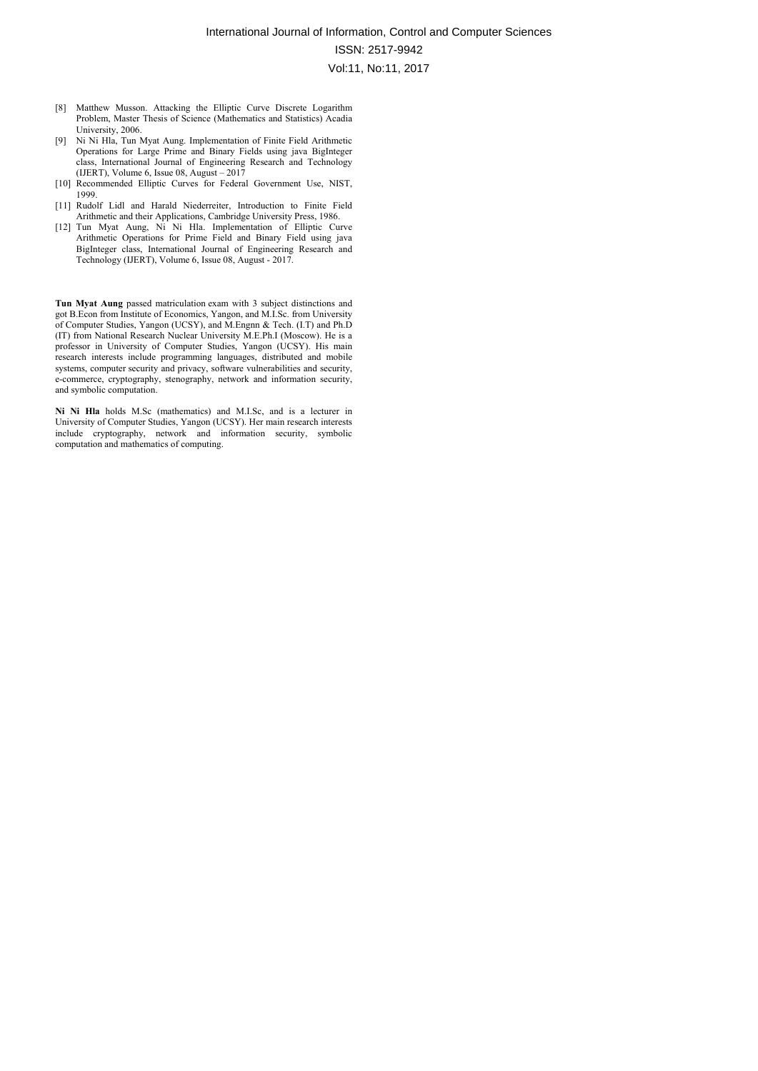[8] Matthew Musson. Attacking the Elliptic Curve Discrete Logarithm Problem, Master Thesis of Science (Mathematics and Statistics) Acadia University, 2006.

[9] Ni Ni Hla, Tun Myat Aung. Implementation of Finite Field Arithmetic Operations for Large Prime and Binary Fields using java BigInteger class, International Journal of Engineering Research and Technology (IJERT), Volume 6, Issue 08, August – 2017

[10] Recommended Elliptic Curves for Federal Government Use, NIST, 1999.

[11] Rudolf Lidl and Harald Niederreiter, Introduction to Finite Field Arithmetic and their Applications, Cambridge University Press, 1986.

[12] Tun Myat Aung, Ni Ni Hla. Implementation of Elliptic Curve Arithmetic Operations for Prime Field and Binary Field using java BigInteger class, International Journal of Engineering Research and Technology (IJERT), Volume 6, Issue 08, August - 2017.

**Tun Myat Aung** passed matriculation exam with 3 subject distinctions and got B.Econ from Institute of Economics, Yangon, and M.I.Sc. from University of Computer Studies, Yangon (UCSY), and M.Engnn & Tech. (I.T) and Ph.D (IT) from National Research Nuclear University M.E.Ph.I (Moscow). He is a professor in University of Computer Studies, Yangon (UCSY). His main research interests include programming languages, distributed and mobile systems, computer security and privacy, software vulnerabilities and security, e-commerce, cryptography, stenography, network and information security, and symbolic computation.

**Ni Ni Hla** holds M.Sc (mathematics) and M.I.Sc, and is a lecturer in University of Computer Studies, Yangon (UCSY). Her main research interests include cryptography, network and information security, symbolic computation and mathematics of computing.